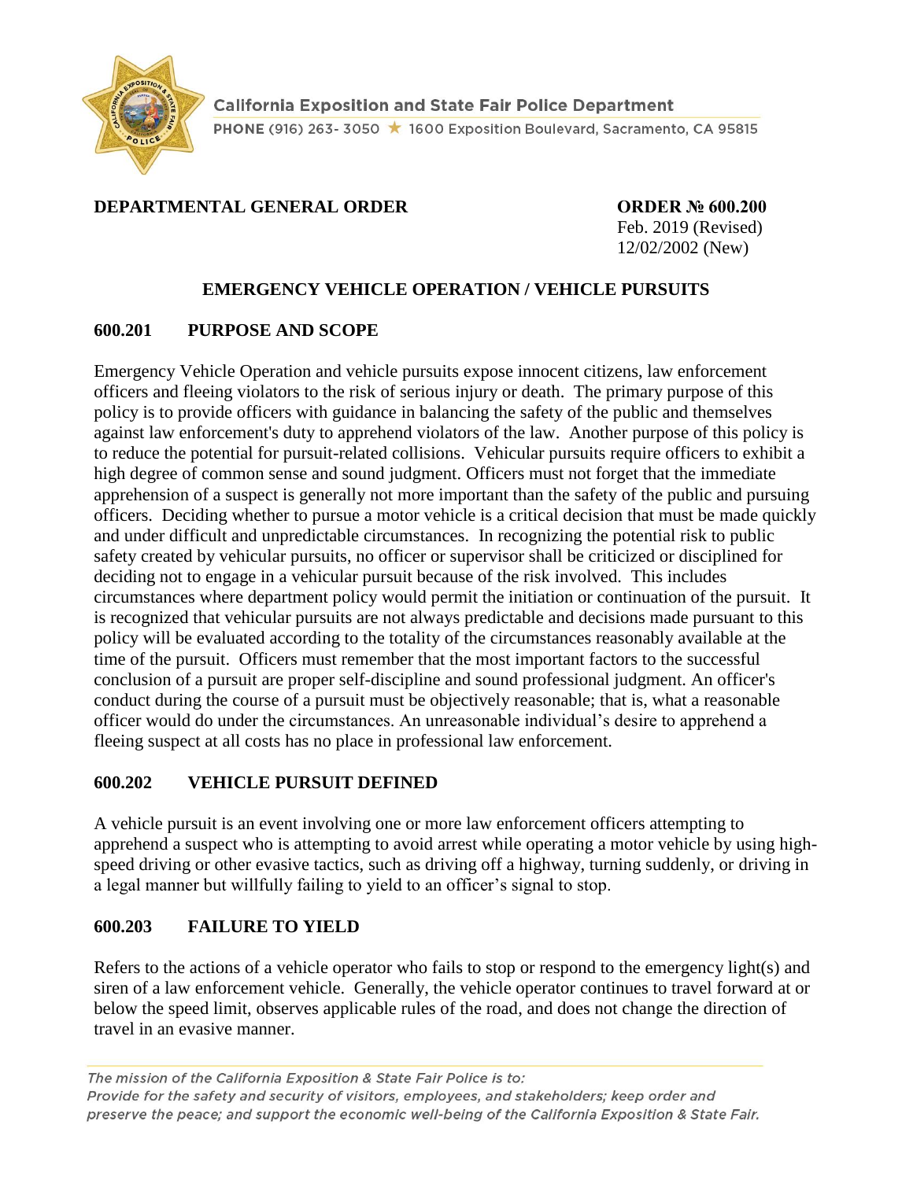California Exposition and State Fair Police Department

PHONE (916) 263- 3050 ★ 1600 Exposition Boulevard, Sacramento, CA 95815

**DEPARTMENTAL GENERAL ORDER**

**ORDER № 600.200**
Feb. 2019 (Revised)
12/02/2002 (New)

# EMERGENCY VEHICLE OPERATION / VEHICLE PURSUITS

## 600.201 PURPOSE AND SCOPE

Emergency Vehicle Operation and vehicle pursuits expose innocent citizens, law enforcement officers and fleeing violators to the risk of serious injury or death. The primary purpose of this policy is to provide officers with guidance in balancing the safety of the public and themselves against law enforcement's duty to apprehend violators of the law. Another purpose of this policy is to reduce the potential for pursuit-related collisions. Vehicular pursuits require officers to exhibit a high degree of common sense and sound judgment. Officers must not forget that the immediate apprehension of a suspect is generally not more important than the safety of the public and pursuing officers. Deciding whether to pursue a motor vehicle is a critical decision that must be made quickly and under difficult and unpredictable circumstances. In recognizing the potential risk to public safety created by vehicular pursuits, no officer or supervisor shall be criticized or disciplined for deciding not to engage in a vehicular pursuit because of the risk involved. This includes circumstances where department policy would permit the initiation or continuation of the pursuit. It is recognized that vehicular pursuits are not always predictable and decisions made pursuant to this policy will be evaluated according to the totality of the circumstances reasonably available at the time of the pursuit. Officers must remember that the most important factors to the successful conclusion of a pursuit are proper self-discipline and sound professional judgment. An officer's conduct during the course of a pursuit must be objectively reasonable; that is, what a reasonable officer would do under the circumstances. An unreasonable individual's desire to apprehend a fleeing suspect at all costs has no place in professional law enforcement.

## 600.202 VEHICLE PURSUIT DEFINED

A vehicle pursuit is an event involving one or more law enforcement officers attempting to apprehend a suspect who is attempting to avoid arrest while operating a motor vehicle by using high-speed driving or other evasive tactics, such as driving off a highway, turning suddenly, or driving in a legal manner but willfully failing to yield to an officer's signal to stop.

## 600.203 FAILURE TO YIELD

Refers to the actions of a vehicle operator who fails to stop or respond to the emergency light(s) and siren of a law enforcement vehicle. Generally, the vehicle operator continues to travel forward at or below the speed limit, observes applicable rules of the road, and does not change the direction of travel in an evasive manner.

*The mission of the California Exposition & State Fair Police is to:*
*Provide for the safety and security of visitors, employees, and stakeholders; keep order and preserve the peace; and support the economic well-being of the California Exposition & State Fair.*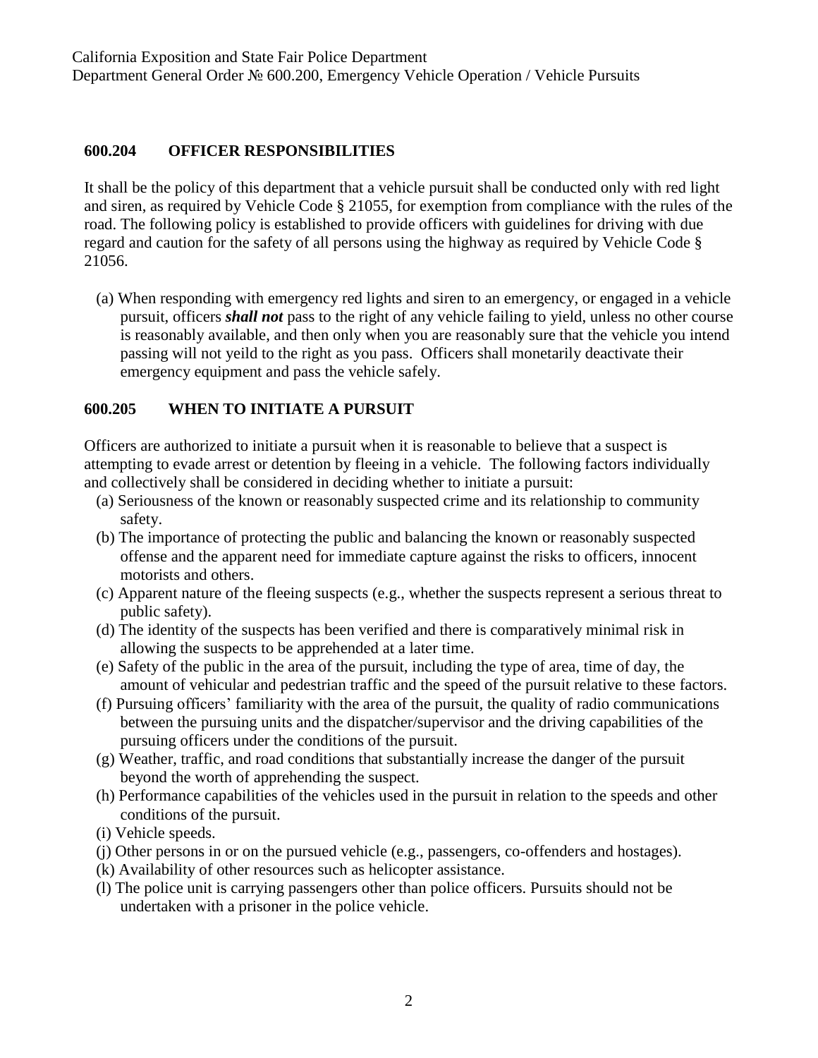## 600.204 OFFICER RESPONSIBILITIES

It shall be the policy of this department that a vehicle pursuit shall be conducted only with red light and siren, as required by Vehicle Code § 21055, for exemption from compliance with the rules of the road. The following policy is established to provide officers with guidelines for driving with due regard and caution for the safety of all persons using the highway as required by Vehicle Code § 21056.

(a) When responding with emergency red lights and siren to an emergency, or engaged in a vehicle pursuit, officers ***shall not*** pass to the right of any vehicle failing to yield, unless no other course is reasonably available, and then only when you are reasonably sure that the vehicle you intend passing will not yeild to the right as you pass. Officers shall monetarily deactivate their emergency equipment and pass the vehicle safely.

## 600.205 WHEN TO INITIATE A PURSUIT

Officers are authorized to initiate a pursuit when it is reasonable to believe that a suspect is attempting to evade arrest or detention by fleeing in a vehicle. The following factors individually and collectively shall be considered in deciding whether to initiate a pursuit:

(a) Seriousness of the known or reasonably suspected crime and its relationship to community safety.
(b) The importance of protecting the public and balancing the known or reasonably suspected offense and the apparent need for immediate capture against the risks to officers, innocent motorists and others.
(c) Apparent nature of the fleeing suspects (e.g., whether the suspects represent a serious threat to public safety).
(d) The identity of the suspects has been verified and there is comparatively minimal risk in allowing the suspects to be apprehended at a later time.
(e) Safety of the public in the area of the pursuit, including the type of area, time of day, the amount of vehicular and pedestrian traffic and the speed of the pursuit relative to these factors.
(f) Pursuing officers' familiarity with the area of the pursuit, the quality of radio communications between the pursuing units and the dispatcher/supervisor and the driving capabilities of the pursuing officers under the conditions of the pursuit.
(g) Weather, traffic, and road conditions that substantially increase the danger of the pursuit beyond the worth of apprehending the suspect.
(h) Performance capabilities of the vehicles used in the pursuit in relation to the speeds and other conditions of the pursuit.
(i) Vehicle speeds.
(j) Other persons in or on the pursued vehicle (e.g., passengers, co-offenders and hostages).
(k) Availability of other resources such as helicopter assistance.
(l) The police unit is carrying passengers other than police officers. Pursuits should not be undertaken with a prisoner in the police vehicle.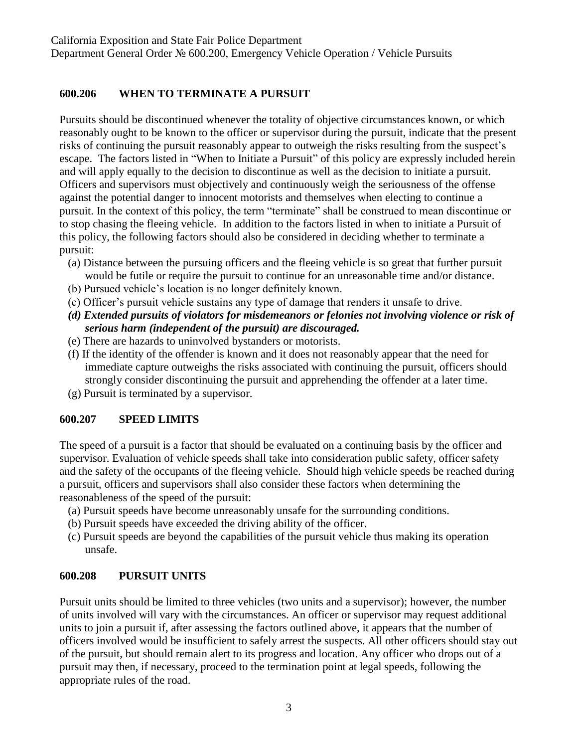## 600.206 WHEN TO TERMINATE A PURSUIT

Pursuits should be discontinued whenever the totality of objective circumstances known, or which reasonably ought to be known to the officer or supervisor during the pursuit, indicate that the present risks of continuing the pursuit reasonably appear to outweigh the risks resulting from the suspect's escape. The factors listed in "When to Initiate a Pursuit" of this policy are expressly included herein and will apply equally to the decision to discontinue as well as the decision to initiate a pursuit. Officers and supervisors must objectively and continuously weigh the seriousness of the offense against the potential danger to innocent motorists and themselves when electing to continue a pursuit. In the context of this policy, the term "terminate" shall be construed to mean discontinue or to stop chasing the fleeing vehicle. In addition to the factors listed in when to initiate a Pursuit of this policy, the following factors should also be considered in deciding whether to terminate a pursuit:

(a) Distance between the pursuing officers and the fleeing vehicle is so great that further pursuit would be futile or require the pursuit to continue for an unreasonable time and/or distance.
(b) Pursued vehicle's location is no longer definitely known.
(c) Officer's pursuit vehicle sustains any type of damage that renders it unsafe to drive.
***(d) Extended pursuits of violators for misdemeanors or felonies not involving violence or risk of serious harm (independent of the pursuit) are discouraged.***
(e) There are hazards to uninvolved bystanders or motorists.
(f) If the identity of the offender is known and it does not reasonably appear that the need for immediate capture outweighs the risks associated with continuing the pursuit, officers should strongly consider discontinuing the pursuit and apprehending the offender at a later time.
(g) Pursuit is terminated by a supervisor.

## 600.207 SPEED LIMITS

The speed of a pursuit is a factor that should be evaluated on a continuing basis by the officer and supervisor. Evaluation of vehicle speeds shall take into consideration public safety, officer safety and the safety of the occupants of the fleeing vehicle. Should high vehicle speeds be reached during a pursuit, officers and supervisors shall also consider these factors when determining the reasonableness of the speed of the pursuit:

(a) Pursuit speeds have become unreasonably unsafe for the surrounding conditions.
(b) Pursuit speeds have exceeded the driving ability of the officer.
(c) Pursuit speeds are beyond the capabilities of the pursuit vehicle thus making its operation unsafe.

## 600.208 PURSUIT UNITS

Pursuit units should be limited to three vehicles (two units and a supervisor); however, the number of units involved will vary with the circumstances. An officer or supervisor may request additional units to join a pursuit if, after assessing the factors outlined above, it appears that the number of officers involved would be insufficient to safely arrest the suspects. All other officers should stay out of the pursuit, but should remain alert to its progress and location. Any officer who drops out of a pursuit may then, if necessary, proceed to the termination point at legal speeds, following the appropriate rules of the road.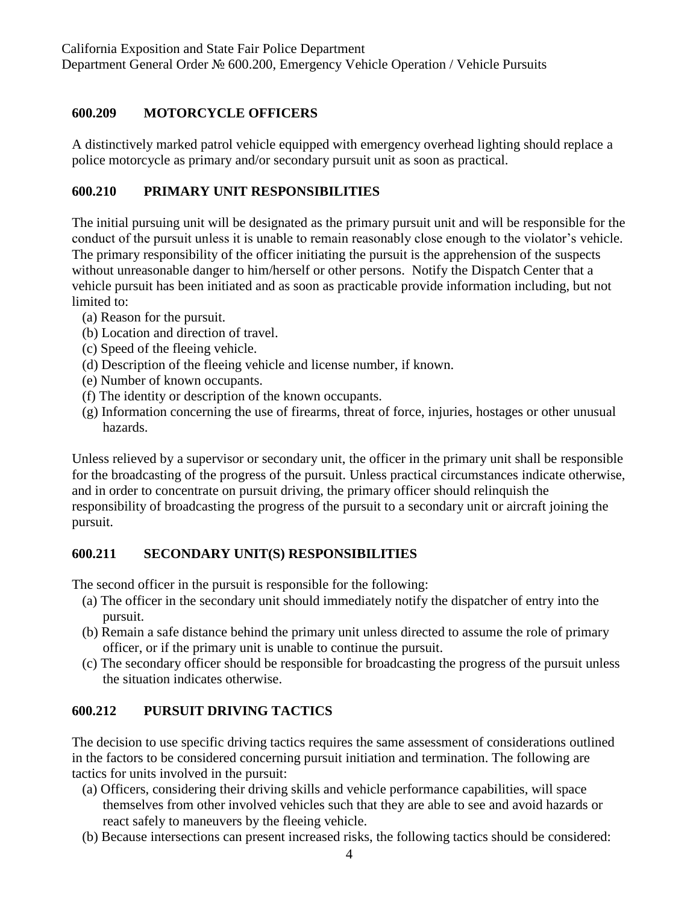## 600.209 MOTORCYCLE OFFICERS

A distinctively marked patrol vehicle equipped with emergency overhead lighting should replace a police motorcycle as primary and/or secondary pursuit unit as soon as practical.

## 600.210 PRIMARY UNIT RESPONSIBILITIES

The initial pursuing unit will be designated as the primary pursuit unit and will be responsible for the conduct of the pursuit unless it is unable to remain reasonably close enough to the violator's vehicle. The primary responsibility of the officer initiating the pursuit is the apprehension of the suspects without unreasonable danger to him/herself or other persons. Notify the Dispatch Center that a vehicle pursuit has been initiated and as soon as practicable provide information including, but not limited to:

(a) Reason for the pursuit.
(b) Location and direction of travel.
(c) Speed of the fleeing vehicle.
(d) Description of the fleeing vehicle and license number, if known.
(e) Number of known occupants.
(f) The identity or description of the known occupants.
(g) Information concerning the use of firearms, threat of force, injuries, hostages or other unusual hazards.

Unless relieved by a supervisor or secondary unit, the officer in the primary unit shall be responsible for the broadcasting of the progress of the pursuit. Unless practical circumstances indicate otherwise, and in order to concentrate on pursuit driving, the primary officer should relinquish the responsibility of broadcasting the progress of the pursuit to a secondary unit or aircraft joining the pursuit.

## 600.211 SECONDARY UNIT(S) RESPONSIBILITIES

The second officer in the pursuit is responsible for the following:

(a) The officer in the secondary unit should immediately notify the dispatcher of entry into the pursuit.
(b) Remain a safe distance behind the primary unit unless directed to assume the role of primary officer, or if the primary unit is unable to continue the pursuit.
(c) The secondary officer should be responsible for broadcasting the progress of the pursuit unless the situation indicates otherwise.

## 600.212 PURSUIT DRIVING TACTICS

The decision to use specific driving tactics requires the same assessment of considerations outlined in the factors to be considered concerning pursuit initiation and termination. The following are tactics for units involved in the pursuit:

(a) Officers, considering their driving skills and vehicle performance capabilities, will space themselves from other involved vehicles such that they are able to see and avoid hazards or react safely to maneuvers by the fleeing vehicle.
(b) Because intersections can present increased risks, the following tactics should be considered: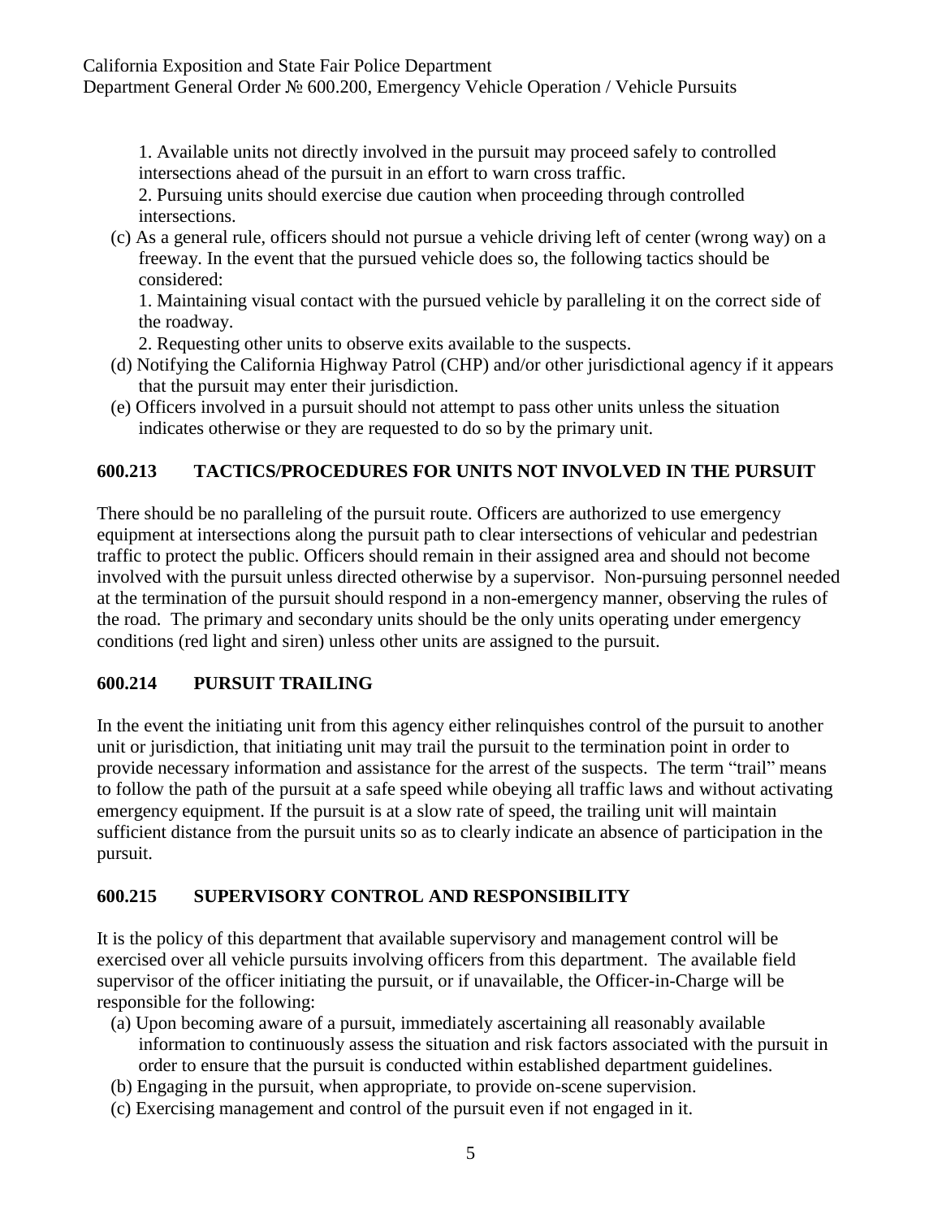1. Available units not directly involved in the pursuit may proceed safely to controlled intersections ahead of the pursuit in an effort to warn cross traffic.
2. Pursuing units should exercise due caution when proceeding through controlled intersections.

(c) As a general rule, officers should not pursue a vehicle driving left of center (wrong way) on a freeway. In the event that the pursued vehicle does so, the following tactics should be considered:

1. Maintaining visual contact with the pursued vehicle by paralleling it on the correct side of the roadway.
2. Requesting other units to observe exits available to the suspects.

(d) Notifying the California Highway Patrol (CHP) and/or other jurisdictional agency if it appears that the pursuit may enter their jurisdiction.

(e) Officers involved in a pursuit should not attempt to pass other units unless the situation indicates otherwise or they are requested to do so by the primary unit.

## 600.213 TACTICS/PROCEDURES FOR UNITS NOT INVOLVED IN THE PURSUIT

There should be no paralleling of the pursuit route. Officers are authorized to use emergency equipment at intersections along the pursuit path to clear intersections of vehicular and pedestrian traffic to protect the public. Officers should remain in their assigned area and should not become involved with the pursuit unless directed otherwise by a supervisor. Non-pursuing personnel needed at the termination of the pursuit should respond in a non-emergency manner, observing the rules of the road. The primary and secondary units should be the only units operating under emergency conditions (red light and siren) unless other units are assigned to the pursuit.

## 600.214 PURSUIT TRAILING

In the event the initiating unit from this agency either relinquishes control of the pursuit to another unit or jurisdiction, that initiating unit may trail the pursuit to the termination point in order to provide necessary information and assistance for the arrest of the suspects. The term "trail" means to follow the path of the pursuit at a safe speed while obeying all traffic laws and without activating emergency equipment. If the pursuit is at a slow rate of speed, the trailing unit will maintain sufficient distance from the pursuit units so as to clearly indicate an absence of participation in the pursuit.

## 600.215 SUPERVISORY CONTROL AND RESPONSIBILITY

It is the policy of this department that available supervisory and management control will be exercised over all vehicle pursuits involving officers from this department. The available field supervisor of the officer initiating the pursuit, or if unavailable, the Officer-in-Charge will be responsible for the following:

(a) Upon becoming aware of a pursuit, immediately ascertaining all reasonably available information to continuously assess the situation and risk factors associated with the pursuit in order to ensure that the pursuit is conducted within established department guidelines.

(b) Engaging in the pursuit, when appropriate, to provide on-scene supervision.

(c) Exercising management and control of the pursuit even if not engaged in it.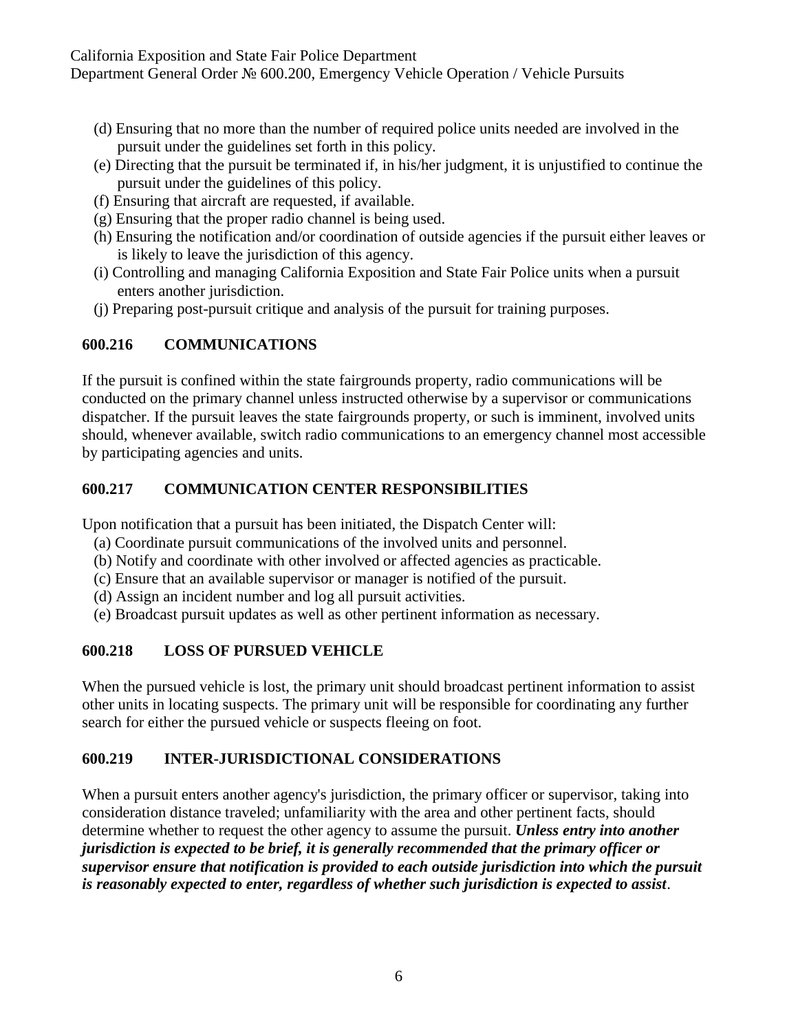(d) Ensuring that no more than the number of required police units needed are involved in the pursuit under the guidelines set forth in this policy.
(e) Directing that the pursuit be terminated if, in his/her judgment, it is unjustified to continue the pursuit under the guidelines of this policy.
(f) Ensuring that aircraft are requested, if available.
(g) Ensuring that the proper radio channel is being used.
(h) Ensuring the notification and/or coordination of outside agencies if the pursuit either leaves or is likely to leave the jurisdiction of this agency.
(i) Controlling and managing California Exposition and State Fair Police units when a pursuit enters another jurisdiction.
(j) Preparing post-pursuit critique and analysis of the pursuit for training purposes.

## 600.216 COMMUNICATIONS

If the pursuit is confined within the state fairgrounds property, radio communications will be conducted on the primary channel unless instructed otherwise by a supervisor or communications dispatcher. If the pursuit leaves the state fairgrounds property, or such is imminent, involved units should, whenever available, switch radio communications to an emergency channel most accessible by participating agencies and units.

## 600.217 COMMUNICATION CENTER RESPONSIBILITIES

Upon notification that a pursuit has been initiated, the Dispatch Center will:

(a) Coordinate pursuit communications of the involved units and personnel.
(b) Notify and coordinate with other involved or affected agencies as practicable.
(c) Ensure that an available supervisor or manager is notified of the pursuit.
(d) Assign an incident number and log all pursuit activities.
(e) Broadcast pursuit updates as well as other pertinent information as necessary.

## 600.218 LOSS OF PURSUED VEHICLE

When the pursued vehicle is lost, the primary unit should broadcast pertinent information to assist other units in locating suspects. The primary unit will be responsible for coordinating any further search for either the pursued vehicle or suspects fleeing on foot.

## 600.219 INTER-JURISDICTIONAL CONSIDERATIONS

When a pursuit enters another agency's jurisdiction, the primary officer or supervisor, taking into consideration distance traveled; unfamiliarity with the area and other pertinent facts, should determine whether to request the other agency to assume the pursuit. ***Unless entry into another jurisdiction is expected to be brief, it is generally recommended that the primary officer or supervisor ensure that notification is provided to each outside jurisdiction into which the pursuit is reasonably expected to enter, regardless of whether such jurisdiction is expected to assist***.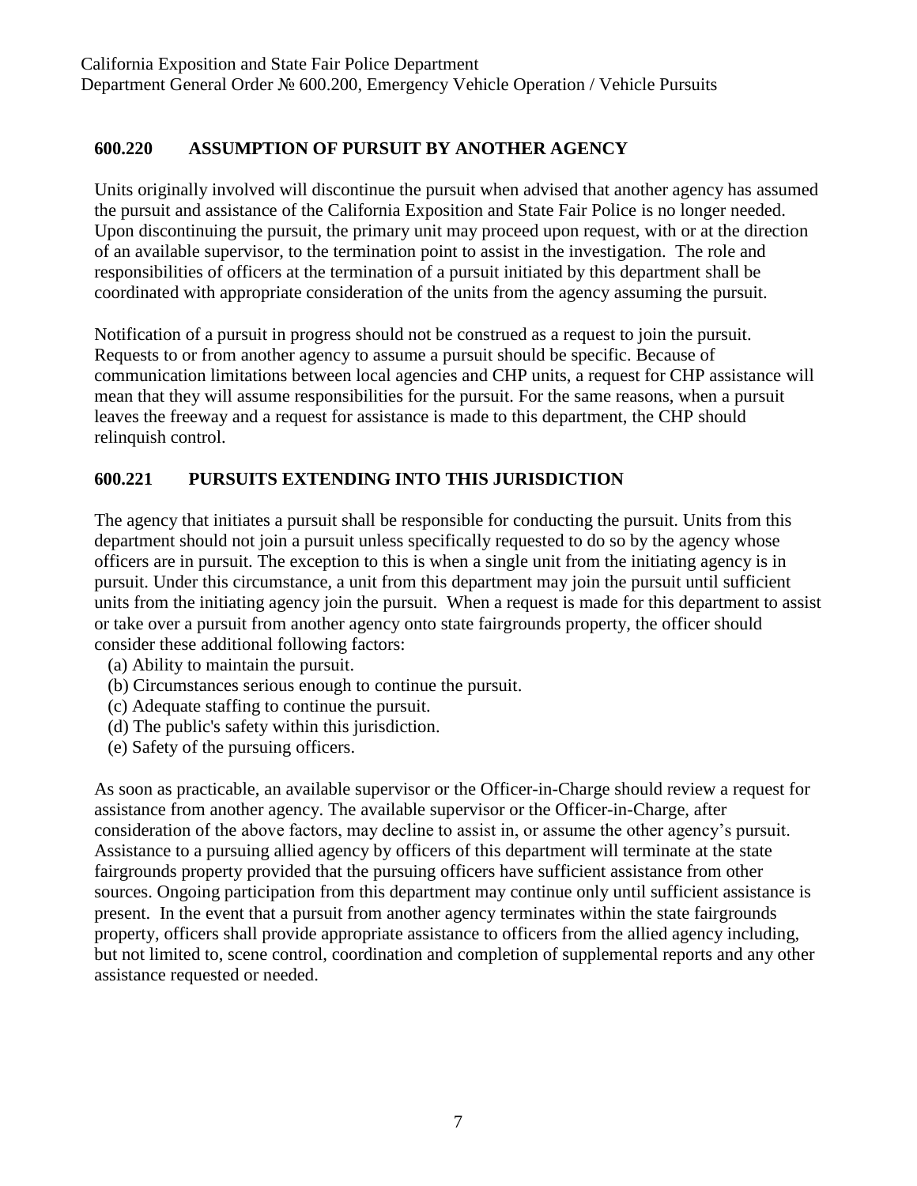## 600.220 ASSUMPTION OF PURSUIT BY ANOTHER AGENCY

Units originally involved will discontinue the pursuit when advised that another agency has assumed the pursuit and assistance of the California Exposition and State Fair Police is no longer needed. Upon discontinuing the pursuit, the primary unit may proceed upon request, with or at the direction of an available supervisor, to the termination point to assist in the investigation. The role and responsibilities of officers at the termination of a pursuit initiated by this department shall be coordinated with appropriate consideration of the units from the agency assuming the pursuit.

Notification of a pursuit in progress should not be construed as a request to join the pursuit. Requests to or from another agency to assume a pursuit should be specific. Because of communication limitations between local agencies and CHP units, a request for CHP assistance will mean that they will assume responsibilities for the pursuit. For the same reasons, when a pursuit leaves the freeway and a request for assistance is made to this department, the CHP should relinquish control.

## 600.221 PURSUITS EXTENDING INTO THIS JURISDICTION

The agency that initiates a pursuit shall be responsible for conducting the pursuit. Units from this department should not join a pursuit unless specifically requested to do so by the agency whose officers are in pursuit. The exception to this is when a single unit from the initiating agency is in pursuit. Under this circumstance, a unit from this department may join the pursuit until sufficient units from the initiating agency join the pursuit. When a request is made for this department to assist or take over a pursuit from another agency onto state fairgrounds property, the officer should consider these additional following factors:

(a) Ability to maintain the pursuit.
(b) Circumstances serious enough to continue the pursuit.
(c) Adequate staffing to continue the pursuit.
(d) The public's safety within this jurisdiction.
(e) Safety of the pursuing officers.

As soon as practicable, an available supervisor or the Officer-in-Charge should review a request for assistance from another agency. The available supervisor or the Officer-in-Charge, after consideration of the above factors, may decline to assist in, or assume the other agency's pursuit. Assistance to a pursuing allied agency by officers of this department will terminate at the state fairgrounds property provided that the pursuing officers have sufficient assistance from other sources. Ongoing participation from this department may continue only until sufficient assistance is present. In the event that a pursuit from another agency terminates within the state fairgrounds property, officers shall provide appropriate assistance to officers from the allied agency including, but not limited to, scene control, coordination and completion of supplemental reports and any other assistance requested or needed.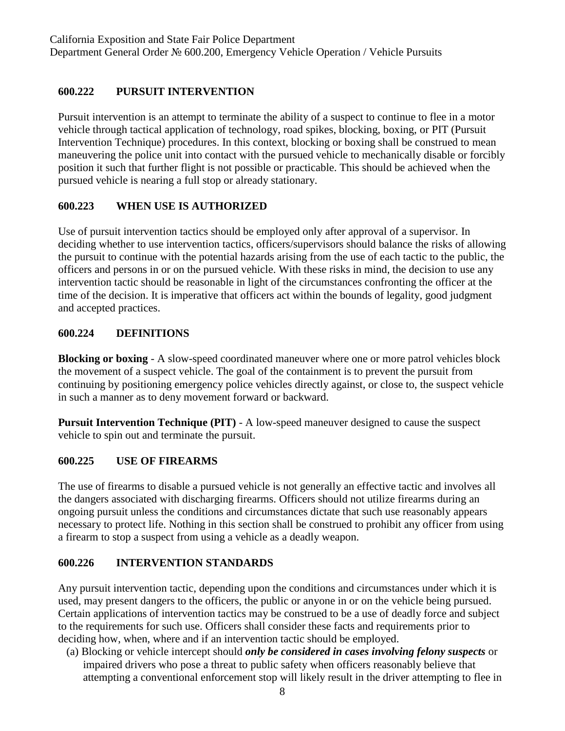## 600.222 PURSUIT INTERVENTION

Pursuit intervention is an attempt to terminate the ability of a suspect to continue to flee in a motor vehicle through tactical application of technology, road spikes, blocking, boxing, or PIT (Pursuit Intervention Technique) procedures. In this context, blocking or boxing shall be construed to mean maneuvering the police unit into contact with the pursued vehicle to mechanically disable or forcibly position it such that further flight is not possible or practicable. This should be achieved when the pursued vehicle is nearing a full stop or already stationary.

## 600.223 WHEN USE IS AUTHORIZED

Use of pursuit intervention tactics should be employed only after approval of a supervisor. In deciding whether to use intervention tactics, officers/supervisors should balance the risks of allowing the pursuit to continue with the potential hazards arising from the use of each tactic to the public, the officers and persons in or on the pursued vehicle. With these risks in mind, the decision to use any intervention tactic should be reasonable in light of the circumstances confronting the officer at the time of the decision. It is imperative that officers act within the bounds of legality, good judgment and accepted practices.

## 600.224 DEFINITIONS

**Blocking or boxing** - A slow-speed coordinated maneuver where one or more patrol vehicles block the movement of a suspect vehicle. The goal of the containment is to prevent the pursuit from continuing by positioning emergency police vehicles directly against, or close to, the suspect vehicle in such a manner as to deny movement forward or backward.

**Pursuit Intervention Technique (PIT)** - A low-speed maneuver designed to cause the suspect vehicle to spin out and terminate the pursuit.

## 600.225 USE OF FIREARMS

The use of firearms to disable a pursued vehicle is not generally an effective tactic and involves all the dangers associated with discharging firearms. Officers should not utilize firearms during an ongoing pursuit unless the conditions and circumstances dictate that such use reasonably appears necessary to protect life. Nothing in this section shall be construed to prohibit any officer from using a firearm to stop a suspect from using a vehicle as a deadly weapon.

## 600.226 INTERVENTION STANDARDS

Any pursuit intervention tactic, depending upon the conditions and circumstances under which it is used, may present dangers to the officers, the public or anyone in or on the vehicle being pursued. Certain applications of intervention tactics may be construed to be a use of deadly force and subject to the requirements for such use. Officers shall consider these facts and requirements prior to deciding how, when, where and if an intervention tactic should be employed.

(a) Blocking or vehicle intercept should ***only be considered in cases involving felony suspects*** or impaired drivers who pose a threat to public safety when officers reasonably believe that attempting a conventional enforcement stop will likely result in the driver attempting to flee in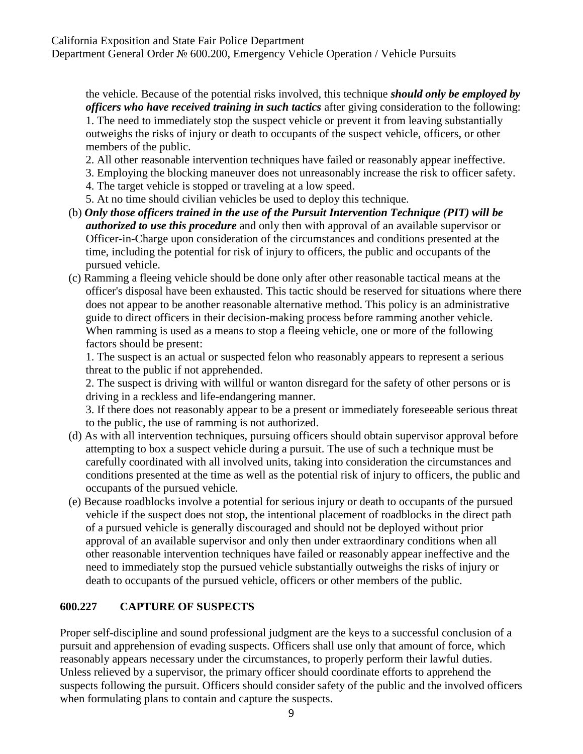the vehicle. Because of the potential risks involved, this technique ***should only be employed by officers who have received training in such tactics*** after giving consideration to the following:

1. The need to immediately stop the suspect vehicle or prevent it from leaving substantially outweighs the risks of injury or death to occupants of the suspect vehicle, officers, or other members of the public.
2. All other reasonable intervention techniques have failed or reasonably appear ineffective.
3. Employing the blocking maneuver does not unreasonably increase the risk to officer safety.
4. The target vehicle is stopped or traveling at a low speed.
5. At no time should civilian vehicles be used to deploy this technique.

(b) ***Only those officers trained in the use of the Pursuit Intervention Technique (PIT) will be authorized to use this procedure*** and only then with approval of an available supervisor or Officer-in-Charge upon consideration of the circumstances and conditions presented at the time, including the potential for risk of injury to officers, the public and occupants of the pursued vehicle.

(c) Ramming a fleeing vehicle should be done only after other reasonable tactical means at the officer's disposal have been exhausted. This tactic should be reserved for situations where there does not appear to be another reasonable alternative method. This policy is an administrative guide to direct officers in their decision-making process before ramming another vehicle. When ramming is used as a means to stop a fleeing vehicle, one or more of the following factors should be present:

1. The suspect is an actual or suspected felon who reasonably appears to represent a serious threat to the public if not apprehended.
2. The suspect is driving with willful or wanton disregard for the safety of other persons or is driving in a reckless and life-endangering manner.
3. If there does not reasonably appear to be a present or immediately foreseeable serious threat to the public, the use of ramming is not authorized.

(d) As with all intervention techniques, pursuing officers should obtain supervisor approval before attempting to box a suspect vehicle during a pursuit. The use of such a technique must be carefully coordinated with all involved units, taking into consideration the circumstances and conditions presented at the time as well as the potential risk of injury to officers, the public and occupants of the pursued vehicle.

(e) Because roadblocks involve a potential for serious injury or death to occupants of the pursued vehicle if the suspect does not stop, the intentional placement of roadblocks in the direct path of a pursued vehicle is generally discouraged and should not be deployed without prior approval of an available supervisor and only then under extraordinary conditions when all other reasonable intervention techniques have failed or reasonably appear ineffective and the need to immediately stop the pursued vehicle substantially outweighs the risks of injury or death to occupants of the pursued vehicle, officers or other members of the public.

## 600.227 CAPTURE OF SUSPECTS

Proper self-discipline and sound professional judgment are the keys to a successful conclusion of a pursuit and apprehension of evading suspects. Officers shall use only that amount of force, which reasonably appears necessary under the circumstances, to properly perform their lawful duties. Unless relieved by a supervisor, the primary officer should coordinate efforts to apprehend the suspects following the pursuit. Officers should consider safety of the public and the involved officers when formulating plans to contain and capture the suspects.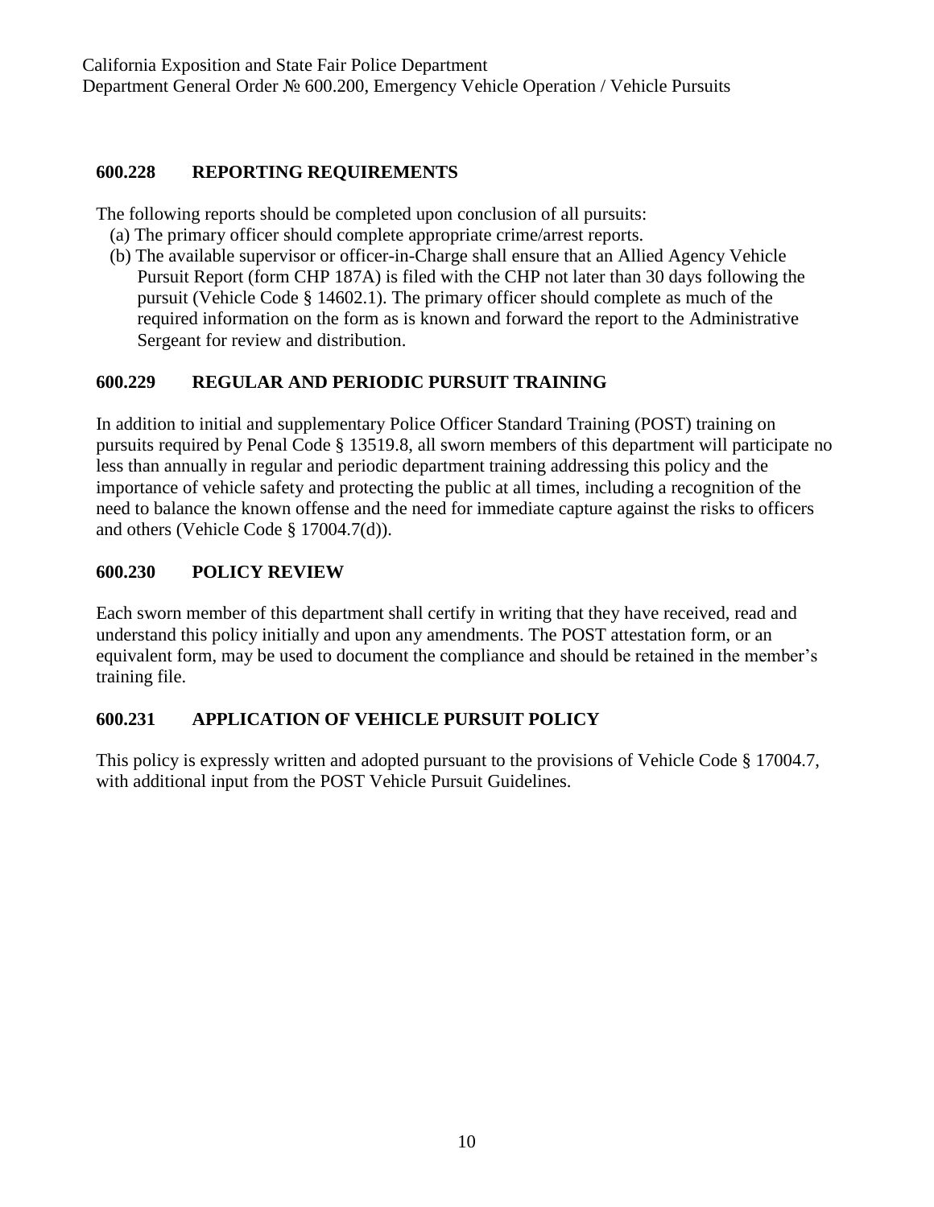### 600.228 REPORTING REQUIREMENTS

The following reports should be completed upon conclusion of all pursuits:

(a) The primary officer should complete appropriate crime/arrest reports.

(b) The available supervisor or officer-in-Charge shall ensure that an Allied Agency Vehicle Pursuit Report (form CHP 187A) is filed with the CHP not later than 30 days following the pursuit (Vehicle Code § 14602.1). The primary officer should complete as much of the required information on the form as is known and forward the report to the Administrative Sergeant for review and distribution.

### 600.229 REGULAR AND PERIODIC PURSUIT TRAINING

In addition to initial and supplementary Police Officer Standard Training (POST) training on pursuits required by Penal Code § 13519.8, all sworn members of this department will participate no less than annually in regular and periodic department training addressing this policy and the importance of vehicle safety and protecting the public at all times, including a recognition of the need to balance the known offense and the need for immediate capture against the risks to officers and others (Vehicle Code § 17004.7(d)).

### 600.230 POLICY REVIEW

Each sworn member of this department shall certify in writing that they have received, read and understand this policy initially and upon any amendments. The POST attestation form, or an equivalent form, may be used to document the compliance and should be retained in the member's training file.

### 600.231 APPLICATION OF VEHICLE PURSUIT POLICY

This policy is expressly written and adopted pursuant to the provisions of Vehicle Code § 17004.7, with additional input from the POST Vehicle Pursuit Guidelines.